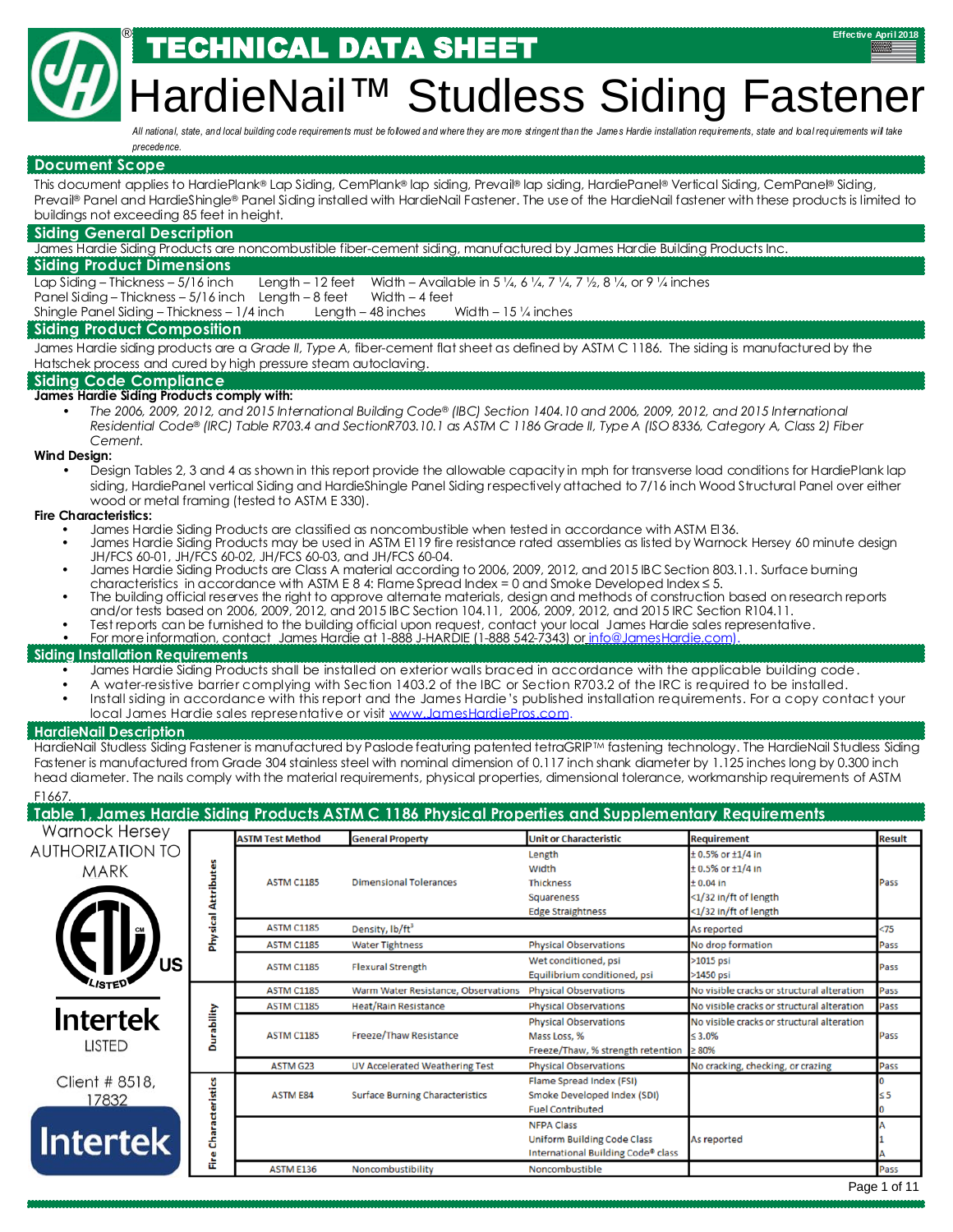# TECHNICAL DATA SHEET

Effective April 2018

# HardieNail™ Studless Siding Fastener

*All national, state, and local building code requirements must be followed and where they are more stringent than the James Hardie installation requirements, state and local requirements will take precedence.*

## Document Scope

This document applies to HardiePlank® Lap Siding, CemPlank® lap siding, Prevail® lap siding, HardiePanel® Vertical Siding, CemPanel® Siding, Prevail® Panel and HardieShingle® Panel Siding installed with HardieNail Fastener. The use of the HardieNail fastener with these products is limited to buildings not exceeding 85 feet in height.

## Siding General Description

James Hardie Siding Products are noncombustible fiber-cement siding, manufactured by James Hardie Building Products Inc.

## Siding Product Dimensions

Lap Siding – Thickness – 5/16 inch Length – 12 feet Width – Available in 5 ¼, 6 ¼, 7 ¼, 7 ½, 8 ¼, or 9 ¼ inches
Panel Siding – Thickness – 5/16 inch Length – 8 feet Width – 4 feet
Shingle Panel Siding – Thickness – 1/4 inch Length – 48 inches Width – 15 ¼ inches

## Siding Product Composition

James Hardie siding products are a *Grade II, Type A,* fiber-cement flat sheet as defined by ASTM C 1186. The siding is manufactured by the Hatschek process and cured by high pressure steam autoclaving.

## Siding Code Compliance

**James Hardie Siding Products comply with:**

- *The 2006, 2009, 2012, and 2015 International Building Code® (IBC) Section 1404.10 and 2006, 2009, 2012, and 2015 International Residential Code® (IRC) Table R703.4 and SectionR703.10.1 as ASTM C 1186 Grade II, Type A (ISO 8336, Category A, Class 2) Fiber Cement.*

**Wind Design:**

- Design Tables 2, 3 and 4 as shown in this report provide the allowable capacity in mph for transverse load conditions for HardiePlank lap siding, HardiePanel vertical Siding and HardieShingle Panel Siding respectively attached to 7/16 inch Wood Structural Panel over either wood or metal framing (tested to ASTM E 330).

**Fire Characteristics:**

- James Hardie Siding Products are classified as noncombustible when tested in accordance with ASTM E136.
- James Hardie Siding Products may be used in ASTM E119 fire resistance rated assemblies as listed by Warnock Hersey 60 minute design JH/FCS 60-01, JH/FCS 60-02, JH/FCS 60-03, and JH/FCS 60-04.
- James Hardie Siding Products are Class A material according to 2006, 2009, 2012, and 2015 IBC Section 803.1.1. Surface burning characteristics in accordance with ASTM E 8 4: Flame Spread Index = 0 and Smoke Developed Index ≤ 5.
- The building official reserves the right to approve alternate materials, design and methods of construction based on research reports and/or tests based on 2006, 2009, 2012, and 2015 IBC Section 104.11, 2006, 2009, 2012, and 2015 IRC Section R104.11.
- Test reports can be furnished to the building official upon request, contact your local James Hardie sales representative.
- For more information, contact James Hardie at 1-888 J-HARDIE (1-888 542-7343) or info@JamesHardie.com).

## Siding Installation Requirements

- James Hardie Siding Products shall be installed on exterior walls braced in accordance with the applicable building code.
- A water-resistive barrier complying with Section 1403.2 of the IBC or Section R703.2 of the IRC is required to be installed.
- Install siding in accordance with this report and the James Hardie's published installation requirements. For a copy contact your local James Hardie sales representative or visit www.JamesHardiePros.com.

## HardieNail Description

HardieNail Studless Siding Fastener is manufactured by Paslode featuring patented tetraGRIP™ fastening technology. The HardieNail Studless Siding Fastener is manufactured from Grade 304 stainless steel with nominal dimension of 0.117 inch shank diameter by 1.125 inches long by 0.300 inch head diameter. The nails comply with the material requirements, physical properties, dimensional tolerance, workmanship requirements of ASTM F1667.

## Table 1, James Hardie Siding Products ASTM C 1186 Physical Properties and Supplementary Requirements

Warnock Hersey AUTHORIZATION TO MARK

Intertek LISTED

Client # 8518, 17832

| | ASTM Test Method | General Property | Unit or Characteristic | Requirement | Result |
|---|---|---|---|---|---|
| Physical Attributes | ASTM C1185 | Dimensional Tolerances | Length<br>Width<br>Thickness<br>Squareness<br>Edge Straightness | ± 0.5% or ±1/4 in<br>± 0.5% or ±1/4 in<br>± 0.04 in<br><1/32 in/ft of length<br><1/32 in/ft of length | Pass |
| | ASTM C1185 | Density, lb/ft³ | | As reported | <75 |
| | ASTM C1185 | Water Tightness | Physical Observations | No drop formation | Pass |
| | ASTM C1185 | Flexural Strength | Wet conditioned, psi<br>Equilibrium conditioned, psi | >1015 psi<br>>1450 psi | Pass |
| Durability | ASTM C1185 | Warm Water Resistance, Observations | Physical Observations | No visible cracks or structural alteration | Pass |
| | ASTM C1185 | Heat/Rain Resistance | Physical Observations | No visible cracks or structural alteration | Pass |
| | ASTM C1185 | Freeze/Thaw Resistance | Physical Observations<br>Mass Loss, %<br>Freeze/Thaw, % strength retention | No visible cracks or structural alteration<br>≤ 3.0%<br>≥ 80% | Pass |
| | ASTM G23 | UV Accelerated Weathering Test | Physical Observations | No cracking, checking, or crazing | Pass |
| Fire Characteristics | ASTM E84 | Surface Burning Characteristics | Flame Spread Index (FSI)<br>Smoke Developed Index (SDI)<br>Fuel Contributed | | 0<br>≤ 5<br>0 |
| | | | NFPA Class<br>Uniform Building Code Class<br>International Building Code® class | As reported | A<br>1<br>A |
| | ASTM E136 | Noncombustibility | Noncombustible | | Pass |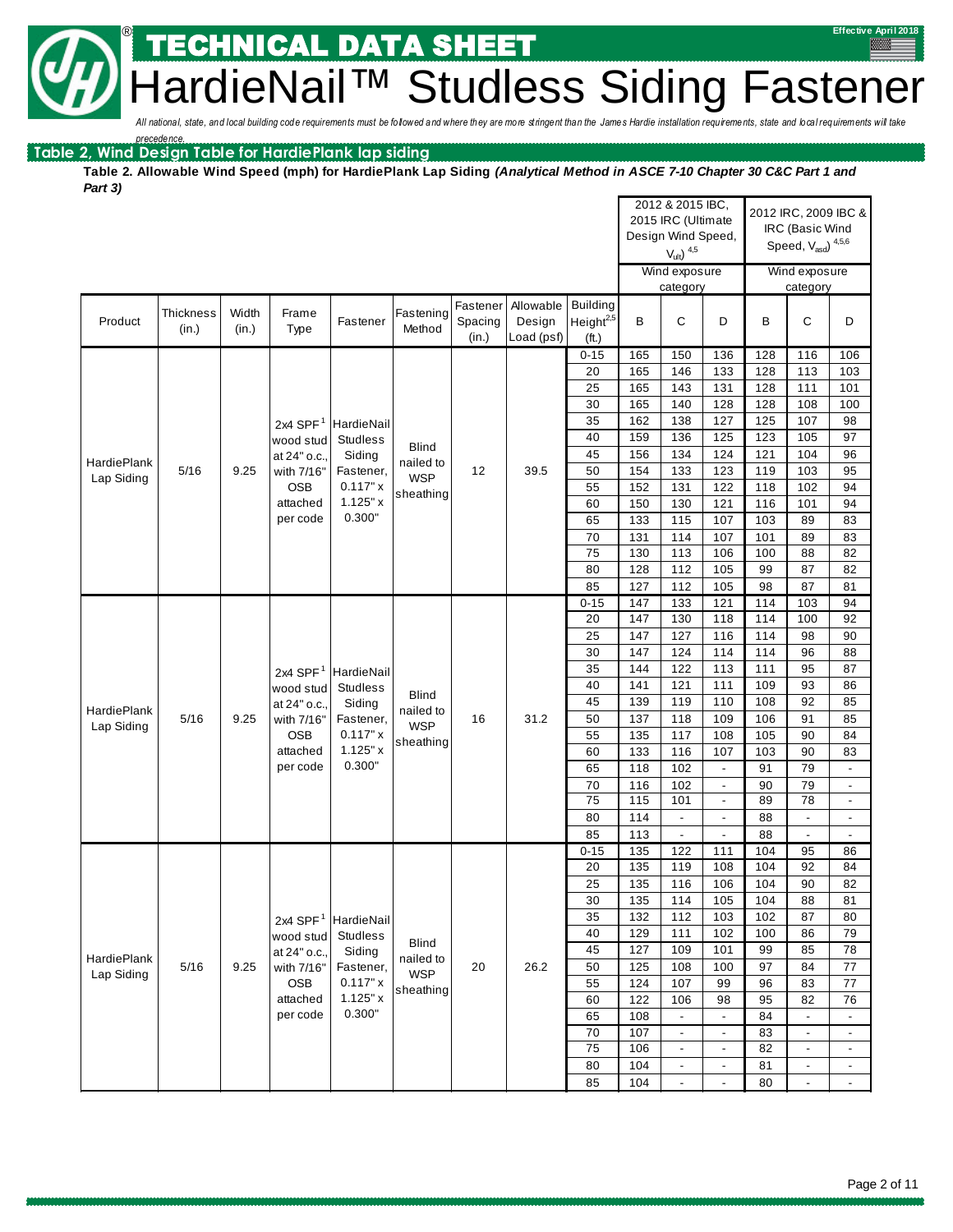# TECHNICAL DATA SHEET

# HardieNail™ Studless Siding Fastener

*All national, state, and local building code requirements must be followed and where they are more stringent than the James Hardie installation requirements, state and local requirements will take precedence.*

## Table 2, Wind Design Table for HardiePlank lap siding

**Table 2. Allowable Wind Speed (mph) for HardiePlank Lap Siding *(Analytical Method in ASCE 7-10 Chapter 30 C&C Part 1 and Part 3)***

| Product | Thickness (in.) | Width (in.) | Frame Type | Fastener | Fastening Method | Fastener Spacing (in.) | Allowable Design Load (psf) | Building Height[2,5] (ft.) | 2012 & 2015 IBC, 2015 IRC (Ultimate Design Wind Speed, $V_{ult}$)[4,5] Wind exposure category B | C | D | 2012 IRC, 2009 IBC & IRC (Basic Wind Speed, $V_{asd}$)[4,5,6] Wind exposure category B | C | D |
|---|---|---|---|---|---|---|---|---|---|---|---|---|---|---|
| HardiePlank Lap Siding | 5/16 | 9.25 | 2x4 SPF[1] wood stud at 24" o.c., with 7/16" OSB attached per code | HardieNail Studless Siding Fastener, 0.117" x 1.125" x 0.300" | Blind nailed to WSP sheathing | 12 | 39.5 | 0-15 | 165 | 150 | 136 | 128 | 116 | 106 |
| | | | | | | | | 20 | 165 | 146 | 133 | 128 | 113 | 103 |
| | | | | | | | | 25 | 165 | 143 | 131 | 128 | 111 | 101 |
| | | | | | | | | 30 | 165 | 140 | 128 | 128 | 108 | 100 |
| | | | | | | | | 35 | 162 | 138 | 127 | 125 | 107 | 98 |
| | | | | | | | | 40 | 159 | 136 | 125 | 123 | 105 | 97 |
| | | | | | | | | 45 | 156 | 134 | 124 | 121 | 104 | 96 |
| | | | | | | | | 50 | 154 | 133 | 123 | 119 | 103 | 95 |
| | | | | | | | | 55 | 152 | 131 | 122 | 118 | 102 | 94 |
| | | | | | | | | 60 | 150 | 130 | 121 | 116 | 101 | 94 |
| | | | | | | | | 65 | 133 | 115 | 107 | 103 | 89 | 83 |
| | | | | | | | | 70 | 131 | 114 | 107 | 101 | 89 | 83 |
| | | | | | | | | 75 | 130 | 113 | 106 | 100 | 88 | 82 |
| | | | | | | | | 80 | 128 | 112 | 105 | 99 | 87 | 82 |
| | | | | | | | | 85 | 127 | 112 | 105 | 98 | 87 | 81 |
| HardiePlank Lap Siding | 5/16 | 9.25 | 2x4 SPF[1] wood stud at 24" o.c., with 7/16" OSB attached per code | HardieNail Studless Siding Fastener, 0.117" x 1.125" x 0.300" | Blind nailed to WSP sheathing | 16 | 31.2 | 0-15 | 147 | 133 | 121 | 114 | 103 | 94 |
| | | | | | | | | 20 | 147 | 130 | 118 | 114 | 100 | 92 |
| | | | | | | | | 25 | 147 | 127 | 116 | 114 | 98 | 90 |
| | | | | | | | | 30 | 147 | 124 | 114 | 114 | 96 | 88 |
| | | | | | | | | 35 | 144 | 122 | 113 | 111 | 95 | 87 |
| | | | | | | | | 40 | 141 | 121 | 111 | 109 | 93 | 86 |
| | | | | | | | | 45 | 139 | 119 | 110 | 108 | 92 | 85 |
| | | | | | | | | 50 | 137 | 118 | 109 | 106 | 91 | 85 |
| | | | | | | | | 55 | 135 | 117 | 108 | 105 | 90 | 84 |
| | | | | | | | | 60 | 133 | 116 | 107 | 103 | 90 | 83 |
| | | | | | | | | 65 | 118 | 102 | - | 91 | 79 | - |
| | | | | | | | | 70 | 116 | 102 | - | 90 | 79 | - |
| | | | | | | | | 75 | 115 | 101 | - | 89 | 78 | - |
| | | | | | | | | 80 | 114 | - | - | 88 | - | - |
| | | | | | | | | 85 | 113 | - | - | 88 | - | - |
| HardiePlank Lap Siding | 5/16 | 9.25 | 2x4 SPF[1] wood stud at 24" o.c., with 7/16" OSB attached per code | HardieNail Studless Siding Fastener, 0.117" x 1.125" x 0.300" | Blind nailed to WSP sheathing | 20 | 26.2 | 0-15 | 135 | 122 | 111 | 104 | 95 | 86 |
| | | | | | | | | 20 | 135 | 119 | 108 | 104 | 92 | 84 |
| | | | | | | | | 25 | 135 | 116 | 106 | 104 | 90 | 82 |
| | | | | | | | | 30 | 135 | 114 | 105 | 104 | 88 | 81 |
| | | | | | | | | 35 | 132 | 112 | 103 | 102 | 87 | 80 |
| | | | | | | | | 40 | 129 | 111 | 102 | 100 | 86 | 79 |
| | | | | | | | | 45 | 127 | 109 | 101 | 99 | 85 | 78 |
| | | | | | | | | 50 | 125 | 108 | 100 | 97 | 84 | 77 |
| | | | | | | | | 55 | 124 | 107 | 99 | 96 | 83 | 77 |
| | | | | | | | | 60 | 122 | 106 | 98 | 95 | 82 | 76 |
| | | | | | | | | 65 | 108 | - | - | 84 | - | - |
| | | | | | | | | 70 | 107 | - | - | 83 | - | - |
| | | | | | | | | 75 | 106 | - | - | 82 | - | - |
| | | | | | | | | 80 | 104 | - | - | 81 | - | - |
| | | | | | | | | 85 | 104 | - | - | 80 | - | - |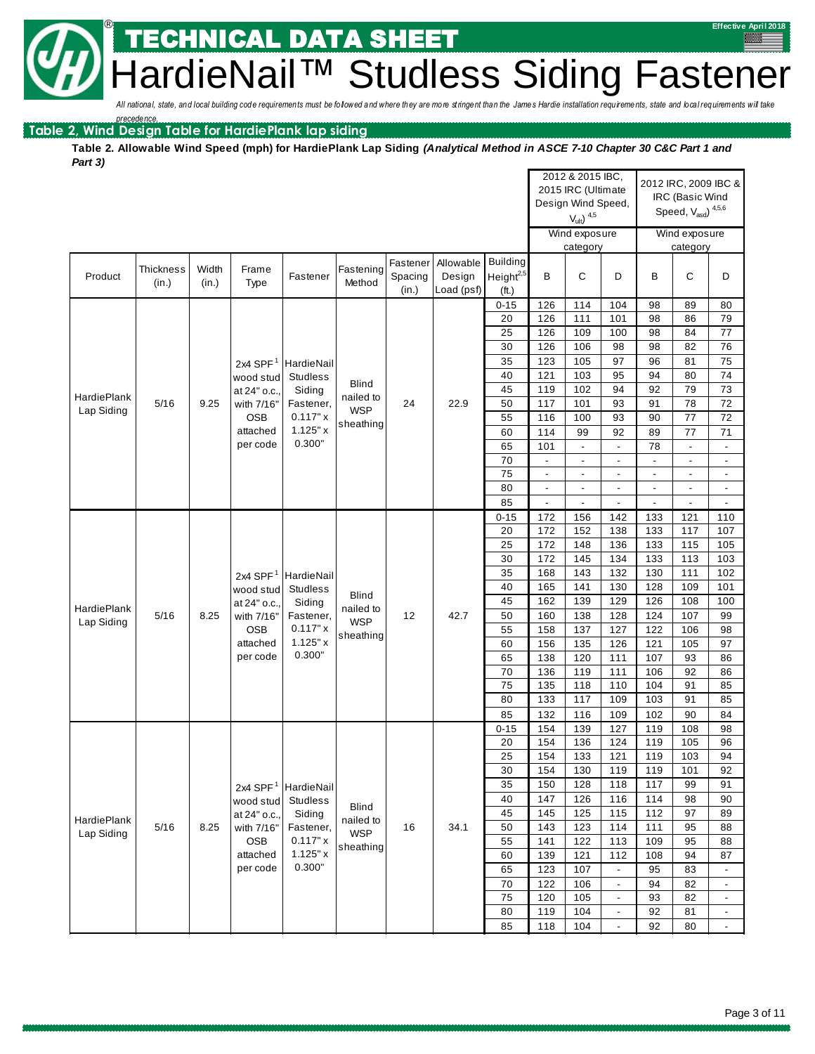# TECHNICAL DATA SHEET

# HardieNail™ Studless Siding Fastener

*All national, state, and local building code requirements must be followed and where they are more stringent than the James Hardie installation requirements, state and local requirements will take precedence.*

## Table 2, Wind Design Table for HardiePlank lap siding

**Table 2. Allowable Wind Speed (mph) for HardiePlank Lap Siding *(Analytical Method in ASCE 7-10 Chapter 30 C&C Part 1 and Part 3)***

| Product | Thickness (in.) | Width (in.) | Frame Type | Fastener | Fastening Method | Fastener Spacing (in.) | Allowable Design Load (psf) | Building Height[2,5] (ft.) | 2012 & 2015 IBC, 2015 IRC (Ultimate Design Wind Speed, $V_{ult}$)[4,5] Wind exposure category B | C | D | 2012 IRC, 2009 IBC & IRC (Basic Wind Speed, $V_{asd}$)[4,5,6] Wind exposure category B | C | D |
|---|---|---|---|---|---|---|---|---|---|---|---|---|---|---|
| HardiePlank Lap Siding | 5/16 | 9.25 | 2x4 SPF[1] wood stud at 24" o.c., with 7/16" OSB attached per code | HardieNail Studless Siding Fastener, 0.117" x 1.125" x 0.300" | Blind nailed to WSP sheathing | 24 | 22.9 | 0-15 | 126 | 114 | 104 | 98 | 89 | 80 |
| | | | | | | | | 20 | 126 | 111 | 101 | 98 | 86 | 79 |
| | | | | | | | | 25 | 126 | 109 | 100 | 98 | 84 | 77 |
| | | | | | | | | 30 | 126 | 106 | 98 | 98 | 82 | 76 |
| | | | | | | | | 35 | 123 | 105 | 97 | 96 | 81 | 75 |
| | | | | | | | | 40 | 121 | 103 | 95 | 94 | 80 | 74 |
| | | | | | | | | 45 | 119 | 102 | 94 | 92 | 79 | 73 |
| | | | | | | | | 50 | 117 | 101 | 93 | 91 | 78 | 72 |
| | | | | | | | | 55 | 116 | 100 | 93 | 90 | 77 | 72 |
| | | | | | | | | 60 | 114 | 99 | 92 | 89 | 77 | 71 |
| | | | | | | | | 65 | 101 | - | - | 78 | - | - |
| | | | | | | | | 70 | - | - | - | - | - | - |
| | | | | | | | | 75 | - | - | - | - | - | - |
| | | | | | | | | 80 | - | - | - | - | - | - |
| | | | | | | | | 85 | - | - | - | - | - | - |
| HardiePlank Lap Siding | 5/16 | 8.25 | 2x4 SPF[1] wood stud at 24" o.c., with 7/16" OSB attached per code | HardieNail Studless Siding Fastener, 0.117" x 1.125" x 0.300" | Blind nailed to WSP sheathing | 12 | 42.7 | 0-15 | 172 | 156 | 142 | 133 | 121 | 110 |
| | | | | | | | | 20 | 172 | 152 | 138 | 133 | 117 | 107 |
| | | | | | | | | 25 | 172 | 148 | 136 | 133 | 115 | 105 |
| | | | | | | | | 30 | 172 | 145 | 134 | 133 | 113 | 103 |
| | | | | | | | | 35 | 168 | 143 | 132 | 130 | 111 | 102 |
| | | | | | | | | 40 | 165 | 141 | 130 | 128 | 109 | 101 |
| | | | | | | | | 45 | 162 | 139 | 129 | 126 | 108 | 100 |
| | | | | | | | | 50 | 160 | 138 | 128 | 124 | 107 | 99 |
| | | | | | | | | 55 | 158 | 137 | 127 | 122 | 106 | 98 |
| | | | | | | | | 60 | 156 | 135 | 126 | 121 | 105 | 97 |
| | | | | | | | | 65 | 138 | 120 | 111 | 107 | 93 | 86 |
| | | | | | | | | 70 | 136 | 119 | 111 | 106 | 92 | 86 |
| | | | | | | | | 75 | 135 | 118 | 110 | 104 | 91 | 85 |
| | | | | | | | | 80 | 133 | 117 | 109 | 103 | 91 | 85 |
| | | | | | | | | 85 | 132 | 116 | 109 | 102 | 90 | 84 |
| HardiePlank Lap Siding | 5/16 | 8.25 | 2x4 SPF[1] wood stud at 24" o.c., with 7/16" OSB attached per code | HardieNail Studless Siding Fastener, 0.117" x 1.125" x 0.300" | Blind nailed to WSP sheathing | 16 | 34.1 | 0-15 | 154 | 139 | 127 | 119 | 108 | 98 |
| | | | | | | | | 20 | 154 | 136 | 124 | 119 | 105 | 96 |
| | | | | | | | | 25 | 154 | 133 | 121 | 119 | 103 | 94 |
| | | | | | | | | 30 | 154 | 130 | 119 | 119 | 101 | 92 |
| | | | | | | | | 35 | 150 | 128 | 118 | 117 | 99 | 91 |
| | | | | | | | | 40 | 147 | 126 | 116 | 114 | 98 | 90 |
| | | | | | | | | 45 | 145 | 125 | 115 | 112 | 97 | 89 |
| | | | | | | | | 50 | 143 | 123 | 114 | 111 | 95 | 88 |
| | | | | | | | | 55 | 141 | 122 | 113 | 109 | 95 | 88 |
| | | | | | | | | 60 | 139 | 121 | 112 | 108 | 94 | 87 |
| | | | | | | | | 65 | 123 | 107 | - | 95 | 83 | - |
| | | | | | | | | 70 | 122 | 106 | - | 94 | 82 | - |
| | | | | | | | | 75 | 120 | 105 | - | 93 | 82 | - |
| | | | | | | | | 80 | 119 | 104 | - | 92 | 81 | - |
| | | | | | | | | 85 | 118 | 104 | - | 92 | 80 | - |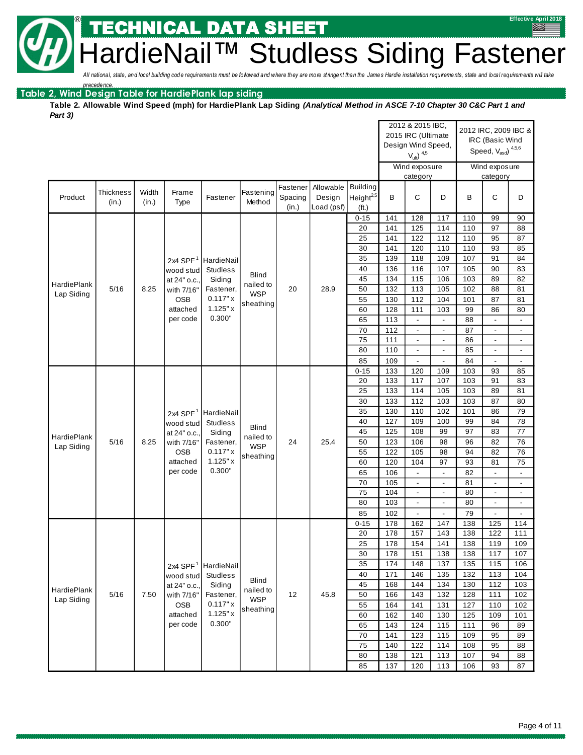# TECHNICAL DATA SHEET

# HardieNail™ Studless Siding Fastener

*All national, state, and local building code requirements must be followed and where they are more stringent than the James Hardie installation requirements, state and local requirements will take precedence.*

Effective April 2018

## Table 2, Wind Design Table for HardiePlank lap siding

**Table 2. Allowable Wind Speed (mph) for HardiePlank Lap Siding *(Analytical Method in ASCE 7-10 Chapter 30 C&C Part 1 and Part 3)***

| Product | Thickness (in.) | Width (in.) | Frame Type | Fastener | Fastening Method | Fastener Spacing (in.) | Allowable Design Load (psf) | Building Height[2,5] (ft.) | 2012 & 2015 IBC, 2015 IRC (Ultimate Design Wind Speed, $V_{ult}$)[4,5] Wind exposure category B | C | D | 2012 IRC, 2009 IBC & IRC (Basic Wind Speed, $V_{asd}$)[4,5,6] Wind exposure category B | C | D |
|---|---|---|---|---|---|---|---|---|---|---|---|---|---|---|
| HardiePlank Lap Siding | 5/16 | 8.25 | 2x4 SPF[1] wood stud at 24" o.c., with 7/16" OSB attached per code | HardieNail Studless Siding Fastener, 0.117" x 1.125" x 0.300" | Blind nailed to WSP sheathing | 20 | 28.9 | 0-15 | 141 | 128 | 117 | 110 | 99 | 90 |
| | | | | | | | | 20 | 141 | 125 | 114 | 110 | 97 | 88 |
| | | | | | | | | 25 | 141 | 122 | 112 | 110 | 95 | 87 |
| | | | | | | | | 30 | 141 | 120 | 110 | 110 | 93 | 85 |
| | | | | | | | | 35 | 139 | 118 | 109 | 107 | 91 | 84 |
| | | | | | | | | 40 | 136 | 116 | 107 | 105 | 90 | 83 |
| | | | | | | | | 45 | 134 | 115 | 106 | 103 | 89 | 82 |
| | | | | | | | | 50 | 132 | 113 | 105 | 102 | 88 | 81 |
| | | | | | | | | 55 | 130 | 112 | 104 | 101 | 87 | 81 |
| | | | | | | | | 60 | 128 | 111 | 103 | 99 | 86 | 80 |
| | | | | | | | | 65 | 113 | - | - | 88 | - | - |
| | | | | | | | | 70 | 112 | - | - | 87 | - | - |
| | | | | | | | | 75 | 111 | - | - | 86 | - | - |
| | | | | | | | | 80 | 110 | - | - | 85 | - | - |
| | | | | | | | | 85 | 109 | - | - | 84 | - | - |
| HardiePlank Lap Siding | 5/16 | 8.25 | 2x4 SPF[1] wood stud at 24" o.c., with 7/16" OSB attached per code | HardieNail Studless Siding Fastener, 0.117" x 1.125" x 0.300" | Blind nailed to WSP sheathing | 24 | 25.4 | 0-15 | 133 | 120 | 109 | 103 | 93 | 85 |
| | | | | | | | | 20 | 133 | 117 | 107 | 103 | 91 | 83 |
| | | | | | | | | 25 | 133 | 114 | 105 | 103 | 89 | 81 |
| | | | | | | | | 30 | 133 | 112 | 103 | 103 | 87 | 80 |
| | | | | | | | | 35 | 130 | 110 | 102 | 101 | 86 | 79 |
| | | | | | | | | 40 | 127 | 109 | 100 | 99 | 84 | 78 |
| | | | | | | | | 45 | 125 | 108 | 99 | 97 | 83 | 77 |
| | | | | | | | | 50 | 123 | 106 | 98 | 96 | 82 | 76 |
| | | | | | | | | 55 | 122 | 105 | 98 | 94 | 82 | 76 |
| | | | | | | | | 60 | 120 | 104 | 97 | 93 | 81 | 75 |
| | | | | | | | | 65 | 106 | - | - | 82 | - | - |
| | | | | | | | | 70 | 105 | - | - | 81 | - | - |
| | | | | | | | | 75 | 104 | - | - | 80 | - | - |
| | | | | | | | | 80 | 103 | - | - | 80 | - | - |
| | | | | | | | | 85 | 102 | - | - | 79 | - | - |
| HardiePlank Lap Siding | 5/16 | 7.50 | 2x4 SPF[1] wood stud at 24" o.c., with 7/16" OSB attached per code | HardieNail Studless Siding Fastener, 0.117" x 1.125" x 0.300" | Blind nailed to WSP sheathing | 12 | 45.8 | 0-15 | 178 | 162 | 147 | 138 | 125 | 114 |
| | | | | | | | | 20 | 178 | 157 | 143 | 138 | 122 | 111 |
| | | | | | | | | 25 | 178 | 154 | 141 | 138 | 119 | 109 |
| | | | | | | | | 30 | 178 | 151 | 138 | 138 | 117 | 107 |
| | | | | | | | | 35 | 174 | 148 | 137 | 135 | 115 | 106 |
| | | | | | | | | 40 | 171 | 146 | 135 | 132 | 113 | 104 |
| | | | | | | | | 45 | 168 | 144 | 134 | 130 | 112 | 103 |
| | | | | | | | | 50 | 166 | 143 | 132 | 128 | 111 | 102 |
| | | | | | | | | 55 | 164 | 141 | 131 | 127 | 110 | 102 |
| | | | | | | | | 60 | 162 | 140 | 130 | 125 | 109 | 101 |
| | | | | | | | | 65 | 143 | 124 | 115 | 111 | 96 | 89 |
| | | | | | | | | 70 | 141 | 123 | 115 | 109 | 95 | 89 |
| | | | | | | | | 75 | 140 | 122 | 114 | 108 | 95 | 88 |
| | | | | | | | | 80 | 138 | 121 | 113 | 107 | 94 | 88 |
| | | | | | | | | 85 | 137 | 120 | 113 | 106 | 93 | 87 |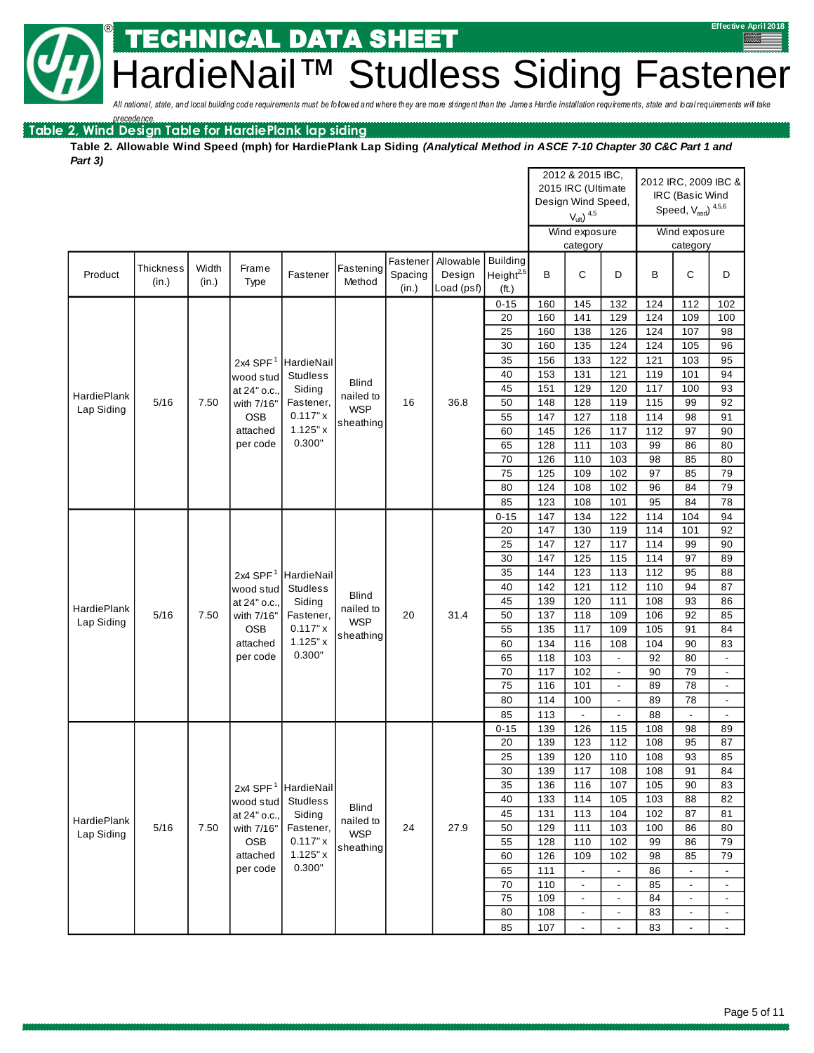# TECHNICAL DATA SHEET

# HardieNail™ Studless Siding Fastener

*All national, state, and local building code requirements must be followed and where they are more stringent than the James Hardie installation requirements, state and local requirements will take precedence.*

Effective April 2018

## Table 2, Wind Design Table for HardiePlank lap siding

**Table 2. Allowable Wind Speed (mph) for HardiePlank Lap Siding *(Analytical Method in ASCE 7-10 Chapter 30 C&C Part 1 and Part 3)***

| Product | Thickness (in.) | Width (in.) | Frame Type | Fastener | Fastening Method | Fastener Spacing (in.) | Allowable Design Load (psf) | Building Height[2,5] (ft.) | 2012 & 2015 IBC, 2015 IRC (Ultimate Design Wind Speed, $V_{ult}$)[4,5] | | | 2012 IRC, 2009 IBC & IRC (Basic Wind Speed, $V_{asd}$)[4,5,6] | | |
|---|---|---|---|---|---|---|---|---|---|---|---|---|---|---|
| | | | | | | | | | Wind exposure category | | | Wind exposure category | | |
| | | | | | | | | | B | C | D | B | C | D |
| HardiePlank Lap Siding | 5/16 | 7.50 | 2x4 SPF[1] wood stud at 24" o.c., with 7/16" OSB attached per code | HardieNail Studless Siding Fastener, 0.117" x 1.125" x 0.300" | Blind nailed to WSP sheathing | 16 | 36.8 | 0-15 | 160 | 145 | 132 | 124 | 112 | 102 |
| | | | | | | | | 20 | 160 | 141 | 129 | 124 | 109 | 100 |
| | | | | | | | | 25 | 160 | 138 | 126 | 124 | 107 | 98 |
| | | | | | | | | 30 | 160 | 135 | 124 | 124 | 105 | 96 |
| | | | | | | | | 35 | 156 | 133 | 122 | 121 | 103 | 95 |
| | | | | | | | | 40 | 153 | 131 | 121 | 119 | 101 | 94 |
| | | | | | | | | 45 | 151 | 129 | 120 | 117 | 100 | 93 |
| | | | | | | | | 50 | 148 | 128 | 119 | 115 | 99 | 92 |
| | | | | | | | | 55 | 147 | 127 | 118 | 114 | 98 | 91 |
| | | | | | | | | 60 | 145 | 126 | 117 | 112 | 97 | 90 |
| | | | | | | | | 65 | 128 | 111 | 103 | 99 | 86 | 80 |
| | | | | | | | | 70 | 126 | 110 | 103 | 98 | 85 | 80 |
| | | | | | | | | 75 | 125 | 109 | 102 | 97 | 85 | 79 |
| | | | | | | | | 80 | 124 | 108 | 102 | 96 | 84 | 79 |
| | | | | | | | | 85 | 123 | 108 | 101 | 95 | 84 | 78 |
| HardiePlank Lap Siding | 5/16 | 7.50 | 2x4 SPF[1] wood stud at 24" o.c., with 7/16" OSB attached per code | HardieNail Studless Siding Fastener, 0.117" x 1.125" x 0.300" | Blind nailed to WSP sheathing | 20 | 31.4 | 0-15 | 147 | 134 | 122 | 114 | 104 | 94 |
| | | | | | | | | 20 | 147 | 130 | 119 | 114 | 101 | 92 |
| | | | | | | | | 25 | 147 | 127 | 117 | 114 | 99 | 90 |
| | | | | | | | | 30 | 147 | 125 | 115 | 114 | 97 | 89 |
| | | | | | | | | 35 | 144 | 123 | 113 | 112 | 95 | 88 |
| | | | | | | | | 40 | 142 | 121 | 112 | 110 | 94 | 87 |
| | | | | | | | | 45 | 139 | 120 | 111 | 108 | 93 | 86 |
| | | | | | | | | 50 | 137 | 118 | 109 | 106 | 92 | 85 |
| | | | | | | | | 55 | 135 | 117 | 109 | 105 | 91 | 84 |
| | | | | | | | | 60 | 134 | 116 | 108 | 104 | 90 | 83 |
| | | | | | | | | 65 | 118 | 103 | - | 92 | 80 | - |
| | | | | | | | | 70 | 117 | 102 | - | 90 | 79 | - |
| | | | | | | | | 75 | 116 | 101 | - | 89 | 78 | - |
| | | | | | | | | 80 | 114 | 100 | - | 89 | 78 | - |
| | | | | | | | | 85 | 113 | - | - | 88 | - | - |
| HardiePlank Lap Siding | 5/16 | 7.50 | 2x4 SPF[1] wood stud at 24" o.c., with 7/16" OSB attached per code | HardieNail Studless Siding Fastener, 0.117" x 1.125" x 0.300" | Blind nailed to WSP sheathing | 24 | 27.9 | 0-15 | 139 | 126 | 115 | 108 | 98 | 89 |
| | | | | | | | | 20 | 139 | 123 | 112 | 108 | 95 | 87 |
| | | | | | | | | 25 | 139 | 120 | 110 | 108 | 93 | 85 |
| | | | | | | | | 30 | 139 | 117 | 108 | 108 | 91 | 84 |
| | | | | | | | | 35 | 136 | 116 | 107 | 105 | 90 | 83 |
| | | | | | | | | 40 | 133 | 114 | 105 | 103 | 88 | 82 |
| | | | | | | | | 45 | 131 | 113 | 104 | 102 | 87 | 81 |
| | | | | | | | | 50 | 129 | 111 | 103 | 100 | 86 | 80 |
| | | | | | | | | 55 | 128 | 110 | 102 | 99 | 86 | 79 |
| | | | | | | | | 60 | 126 | 109 | 102 | 98 | 85 | 79 |
| | | | | | | | | 65 | 111 | - | - | 86 | - | - |
| | | | | | | | | 70 | 110 | - | - | 85 | - | - |
| | | | | | | | | 75 | 109 | - | - | 84 | - | - |
| | | | | | | | | 80 | 108 | - | - | 83 | - | - |
| | | | | | | | | 85 | 107 | - | - | 83 | - | - |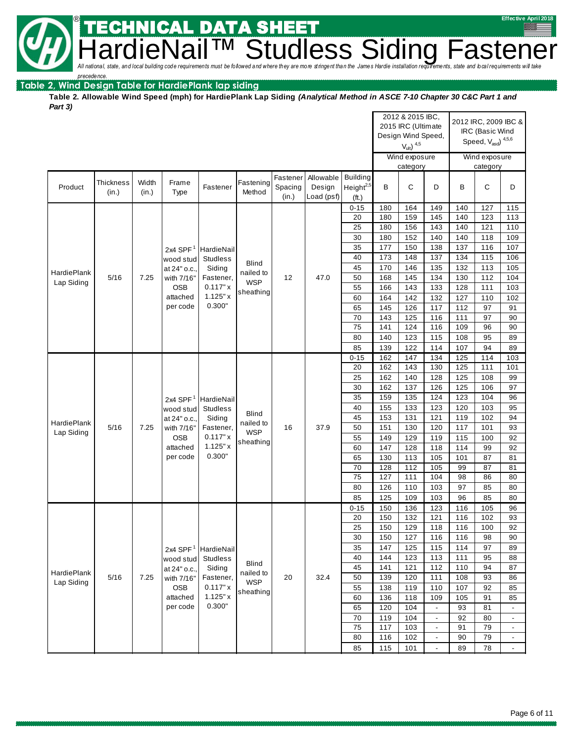# TECHNICAL DATA SHEET

# HardieNail™ Studless Siding Fastener

*All national, state, and local building code requirements must be followed and where they are more stringent than the James Hardie installation requirements, state and local requirements will take precedence.*

## Table 2, Wind Design Table for HardiePlank lap siding

**Table 2. Allowable Wind Speed (mph) for HardiePlank Lap Siding *(Analytical Method in ASCE 7-10 Chapter 30 C&C Part 1 and Part 3)***

| Product | Thickness (in.) | Width (in.) | Frame Type | Fastener | Fastening Method | Fastener Spacing (in.) | Allowable Design Load (psf) | Building Height[2,5] (ft.) | 2012 & 2015 IBC, 2015 IRC (Ultimate Design Wind Speed, $V_{ult}$)[4,5] Wind exposure category B | C | D | 2012 IRC, 2009 IBC & IRC (Basic Wind Speed, $V_{asd}$)[4,5,6] Wind exposure category B | C | D |
|---|---|---|---|---|---|---|---|---|---|---|---|---|---|---|
| HardiePlank Lap Siding | 5/16 | 7.25 | 2x4 SPF[1] wood stud at 24" o.c., with 7/16" OSB attached per code | HardieNail Studless Siding Fastener, 0.117" x 1.125" x 0.300" | Blind nailed to WSP sheathing | 12 | 47.0 | 0-15 | 180 | 164 | 149 | 140 | 127 | 115 |
| | | | | | | | | 20 | 180 | 159 | 145 | 140 | 123 | 113 |
| | | | | | | | | 25 | 180 | 156 | 143 | 140 | 121 | 110 |
| | | | | | | | | 30 | 180 | 152 | 140 | 140 | 118 | 109 |
| | | | | | | | | 35 | 177 | 150 | 138 | 137 | 116 | 107 |
| | | | | | | | | 40 | 173 | 148 | 137 | 134 | 115 | 106 |
| | | | | | | | | 45 | 170 | 146 | 135 | 132 | 113 | 105 |
| | | | | | | | | 50 | 168 | 145 | 134 | 130 | 112 | 104 |
| | | | | | | | | 55 | 166 | 143 | 133 | 128 | 111 | 103 |
| | | | | | | | | 60 | 164 | 142 | 132 | 127 | 110 | 102 |
| | | | | | | | | 65 | 145 | 126 | 117 | 112 | 97 | 91 |
| | | | | | | | | 70 | 143 | 125 | 116 | 111 | 97 | 90 |
| | | | | | | | | 75 | 141 | 124 | 116 | 109 | 96 | 90 |
| | | | | | | | | 80 | 140 | 123 | 115 | 108 | 95 | 89 |
| | | | | | | | | 85 | 139 | 122 | 114 | 107 | 94 | 89 |
| HardiePlank Lap Siding | 5/16 | 7.25 | 2x4 SPF[1] wood stud at 24" o.c., with 7/16" OSB attached per code | HardieNail Studless Siding Fastener, 0.117" x 1.125" x 0.300" | Blind nailed to WSP sheathing | 16 | 37.9 | 0-15 | 162 | 147 | 134 | 125 | 114 | 103 |
| | | | | | | | | 20 | 162 | 143 | 130 | 125 | 111 | 101 |
| | | | | | | | | 25 | 162 | 140 | 128 | 125 | 108 | 99 |
| | | | | | | | | 30 | 162 | 137 | 126 | 125 | 106 | 97 |
| | | | | | | | | 35 | 159 | 135 | 124 | 123 | 104 | 96 |
| | | | | | | | | 40 | 155 | 133 | 123 | 120 | 103 | 95 |
| | | | | | | | | 45 | 153 | 131 | 121 | 119 | 102 | 94 |
| | | | | | | | | 50 | 151 | 130 | 120 | 117 | 101 | 93 |
| | | | | | | | | 55 | 149 | 129 | 119 | 115 | 100 | 92 |
| | | | | | | | | 60 | 147 | 128 | 118 | 114 | 99 | 92 |
| | | | | | | | | 65 | 130 | 113 | 105 | 101 | 87 | 81 |
| | | | | | | | | 70 | 128 | 112 | 105 | 99 | 87 | 81 |
| | | | | | | | | 75 | 127 | 111 | 104 | 98 | 86 | 80 |
| | | | | | | | | 80 | 126 | 110 | 103 | 97 | 85 | 80 |
| | | | | | | | | 85 | 125 | 109 | 103 | 96 | 85 | 80 |
| HardiePlank Lap Siding | 5/16 | 7.25 | 2x4 SPF[1] wood stud at 24" o.c., with 7/16" OSB attached per code | HardieNail Studless Siding Fastener, 0.117" x 1.125" x 0.300" | Blind nailed to WSP sheathing | 20 | 32.4 | 0-15 | 150 | 136 | 123 | 116 | 105 | 96 |
| | | | | | | | | 20 | 150 | 132 | 121 | 116 | 102 | 93 |
| | | | | | | | | 25 | 150 | 129 | 118 | 116 | 100 | 92 |
| | | | | | | | | 30 | 150 | 127 | 116 | 116 | 98 | 90 |
| | | | | | | | | 35 | 147 | 125 | 115 | 114 | 97 | 89 |
| | | | | | | | | 40 | 144 | 123 | 113 | 111 | 95 | 88 |
| | | | | | | | | 45 | 141 | 121 | 112 | 110 | 94 | 87 |
| | | | | | | | | 50 | 139 | 120 | 111 | 108 | 93 | 86 |
| | | | | | | | | 55 | 138 | 119 | 110 | 107 | 92 | 85 |
| | | | | | | | | 60 | 136 | 118 | 109 | 105 | 91 | 85 |
| | | | | | | | | 65 | 120 | 104 | - | 93 | 81 | - |
| | | | | | | | | 70 | 119 | 104 | - | 92 | 80 | - |
| | | | | | | | | 75 | 117 | 103 | - | 91 | 79 | - |
| | | | | | | | | 80 | 116 | 102 | - | 90 | 79 | - |
| | | | | | | | | 85 | 115 | 101 | - | 89 | 78 | - |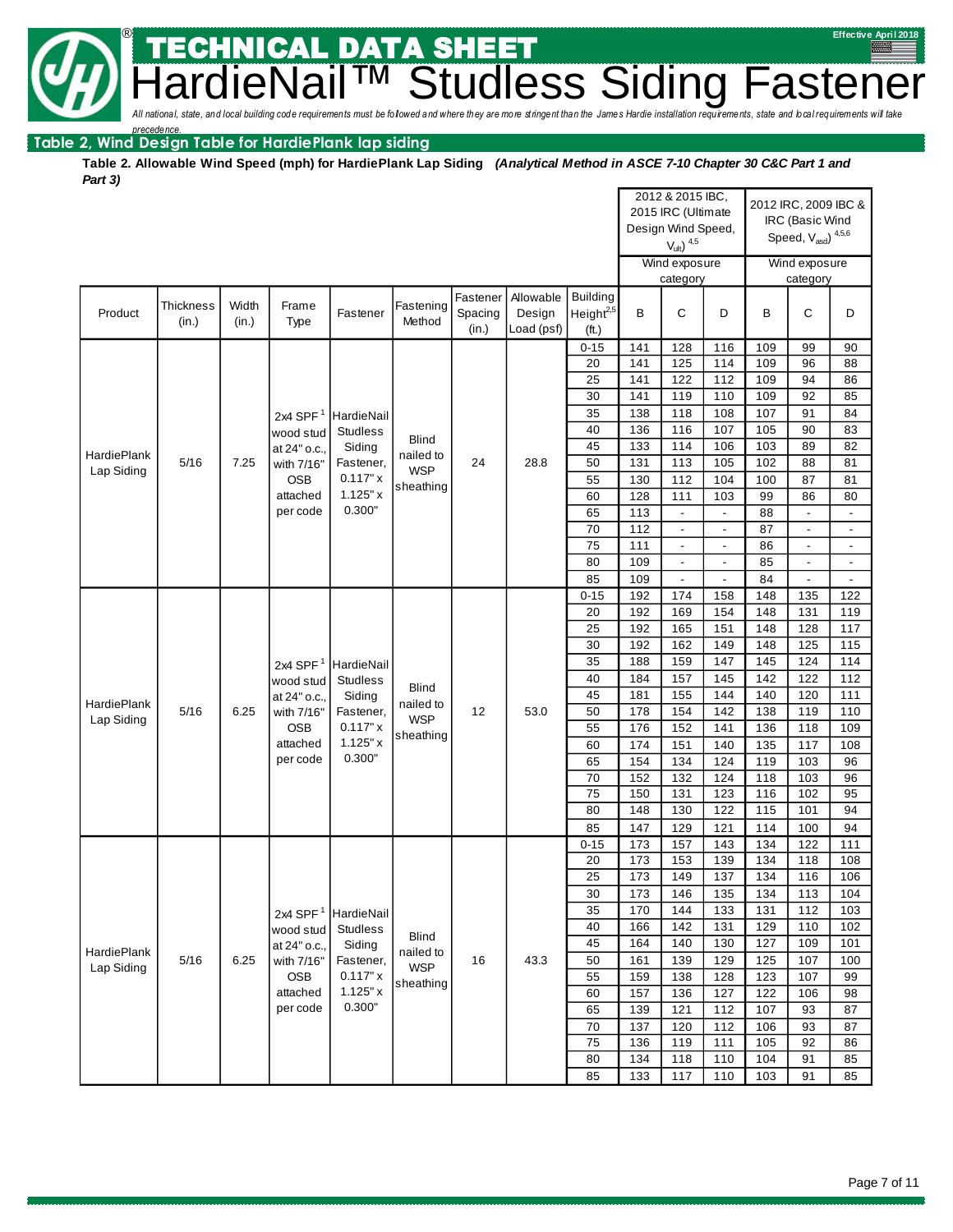# TECHNICAL DATA SHEET

# HardieNail™ Studless Siding Fastener

*All national, state, and local building code requirements must be followed and where they are more stringent than the James Hardie installation requirements, state and local requirements will take precedence.*

Effective April 2018

## Table 2, Wind Design Table for HardiePlank lap siding

**Table 2. Allowable Wind Speed (mph) for HardiePlank Lap Siding** ***(Analytical Method in ASCE 7-10 Chapter 30 C&C Part 1 and Part 3)***

| Product | Thickness (in.) | Width (in.) | Frame Type | Fastener | Fastening Method | Fastener Spacing (in.) | Allowable Design Load (psf) | Building Height[2,5] (ft.) | 2012 & 2015 IBC, 2015 IRC (Ultimate Design Wind Speed, $V_{ult}$)[4,5] Wind exposure category B | C | D | 2012 IRC, 2009 IBC & IRC (Basic Wind Speed, $V_{asd}$)[4,5,6] Wind exposure category B | C | D |
|---|---|---|---|---|---|---|---|---|---|---|---|---|---|---|
| HardiePlank Lap Siding | 5/16 | 7.25 | 2x4 SPF[1] wood stud at 24" o.c., with 7/16" OSB attached per code | HardieNail Studless Siding Fastener, 0.117" x 1.125" x 0.300" | Blind nailed to WSP sheathing | 24 | 28.8 | 0-15 | 141 | 128 | 116 | 109 | 99 | 90 |
| | | | | | | | | 20 | 141 | 125 | 114 | 109 | 96 | 88 |
| | | | | | | | | 25 | 141 | 122 | 112 | 109 | 94 | 86 |
| | | | | | | | | 30 | 141 | 119 | 110 | 109 | 92 | 85 |
| | | | | | | | | 35 | 138 | 118 | 108 | 107 | 91 | 84 |
| | | | | | | | | 40 | 136 | 116 | 107 | 105 | 90 | 83 |
| | | | | | | | | 45 | 133 | 114 | 106 | 103 | 89 | 82 |
| | | | | | | | | 50 | 131 | 113 | 105 | 102 | 88 | 81 |
| | | | | | | | | 55 | 130 | 112 | 104 | 100 | 87 | 81 |
| | | | | | | | | 60 | 128 | 111 | 103 | 99 | 86 | 80 |
| | | | | | | | | 65 | 113 | - | - | 88 | - | - |
| | | | | | | | | 70 | 112 | - | - | 87 | - | - |
| | | | | | | | | 75 | 111 | - | - | 86 | - | - |
| | | | | | | | | 80 | 109 | - | - | 85 | - | - |
| | | | | | | | | 85 | 109 | - | - | 84 | - | - |
| HardiePlank Lap Siding | 5/16 | 6.25 | 2x4 SPF[1] wood stud at 24" o.c., with 7/16" OSB attached per code | HardieNail Studless Siding Fastener, 0.117" x 1.125" x 0.300" | Blind nailed to WSP sheathing | 12 | 53.0 | 0-15 | 192 | 174 | 158 | 148 | 135 | 122 |
| | | | | | | | | 20 | 192 | 169 | 154 | 148 | 131 | 119 |
| | | | | | | | | 25 | 192 | 165 | 151 | 148 | 128 | 117 |
| | | | | | | | | 30 | 192 | 162 | 149 | 148 | 125 | 115 |
| | | | | | | | | 35 | 188 | 159 | 147 | 145 | 124 | 114 |
| | | | | | | | | 40 | 184 | 157 | 145 | 142 | 122 | 112 |
| | | | | | | | | 45 | 181 | 155 | 144 | 140 | 120 | 111 |
| | | | | | | | | 50 | 178 | 154 | 142 | 138 | 119 | 110 |
| | | | | | | | | 55 | 176 | 152 | 141 | 136 | 118 | 109 |
| | | | | | | | | 60 | 174 | 151 | 140 | 135 | 117 | 108 |
| | | | | | | | | 65 | 154 | 134 | 124 | 119 | 103 | 96 |
| | | | | | | | | 70 | 152 | 132 | 124 | 118 | 103 | 96 |
| | | | | | | | | 75 | 150 | 131 | 123 | 116 | 102 | 95 |
| | | | | | | | | 80 | 148 | 130 | 122 | 115 | 101 | 94 |
| | | | | | | | | 85 | 147 | 129 | 121 | 114 | 100 | 94 |
| HardiePlank Lap Siding | 5/16 | 6.25 | 2x4 SPF[1] wood stud at 24" o.c., with 7/16" OSB attached per code | HardieNail Studless Siding Fastener, 0.117" x 1.125" x 0.300" | Blind nailed to WSP sheathing | 16 | 43.3 | 0-15 | 173 | 157 | 143 | 134 | 122 | 111 |
| | | | | | | | | 20 | 173 | 153 | 139 | 134 | 118 | 108 |
| | | | | | | | | 25 | 173 | 149 | 137 | 134 | 116 | 106 |
| | | | | | | | | 30 | 173 | 146 | 135 | 134 | 113 | 104 |
| | | | | | | | | 35 | 170 | 144 | 133 | 131 | 112 | 103 |
| | | | | | | | | 40 | 166 | 142 | 131 | 129 | 110 | 102 |
| | | | | | | | | 45 | 164 | 140 | 130 | 127 | 109 | 101 |
| | | | | | | | | 50 | 161 | 139 | 129 | 125 | 107 | 100 |
| | | | | | | | | 55 | 159 | 138 | 128 | 123 | 107 | 99 |
| | | | | | | | | 60 | 157 | 136 | 127 | 122 | 106 | 98 |
| | | | | | | | | 65 | 139 | 121 | 112 | 107 | 93 | 87 |
| | | | | | | | | 70 | 137 | 120 | 112 | 106 | 93 | 87 |
| | | | | | | | | 75 | 136 | 119 | 111 | 105 | 92 | 86 |
| | | | | | | | | 80 | 134 | 118 | 110 | 104 | 91 | 85 |
| | | | | | | | | 85 | 133 | 117 | 110 | 103 | 91 | 85 |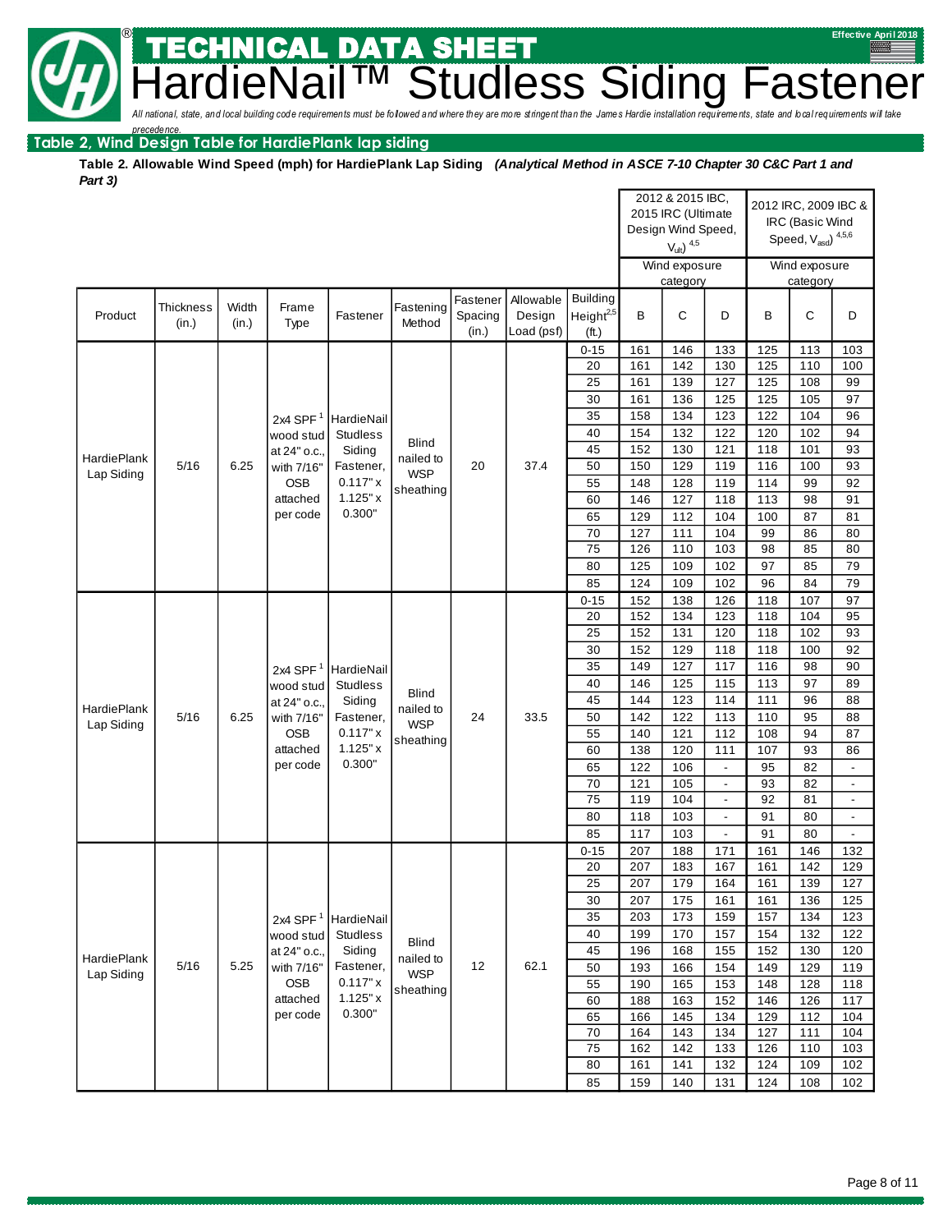# TECHNICAL DATA SHEET

# HardieNail™ Studless Siding Fastener

*All national, state, and local building code requirements must be followed and where they are more stringent than the James Hardie installation requirements, state and local requirements will take precedence.*

## Table 2, Wind Design Table for HardiePlank lap siding

**Table 2. Allowable Wind Speed (mph) for HardiePlank Lap Siding** ***(Analytical Method in ASCE 7-10 Chapter 30 C&C Part 1 and Part 3)***

| | | | | | | | | | 2012 & 2015 IBC, 2015 IRC (Ultimate Design Wind Speed, $V_{ult}$) [4,5] | | | 2012 IRC, 2009 IBC & IRC (Basic Wind Speed, $V_{asd}$) [4,5,6] | | |
|---|---|---|---|---|---|---|---|---|---|---|---|---|---|---|
| | | | | | | | | | Wind exposure category | | | Wind exposure category | | |
| Product | Thickness (in.) | Width (in.) | Frame Type | Fastener | Fastening Method | Fastener Spacing (in.) | Allowable Design Load (psf) | Building Height[2,5] (ft.) | B | C | D | B | C | D |
| HardiePlank Lap Siding | 5/16 | 6.25 | 2x4 SPF[1] wood stud at 24" o.c., with 7/16" OSB attached per code | HardieNail Studless Siding Fastener, 0.117" x 1.125" x 0.300" | Blind nailed to WSP sheathing | 20 | 37.4 | 0-15 | 161 | 146 | 133 | 125 | 113 | 103 |
| | | | | | | | | 20 | 161 | 142 | 130 | 125 | 110 | 100 |
| | | | | | | | | 25 | 161 | 139 | 127 | 125 | 108 | 99 |
| | | | | | | | | 30 | 161 | 136 | 125 | 125 | 105 | 97 |
| | | | | | | | | 35 | 158 | 134 | 123 | 122 | 104 | 96 |
| | | | | | | | | 40 | 154 | 132 | 122 | 120 | 102 | 94 |
| | | | | | | | | 45 | 152 | 130 | 121 | 118 | 101 | 93 |
| | | | | | | | | 50 | 150 | 129 | 119 | 116 | 100 | 93 |
| | | | | | | | | 55 | 148 | 128 | 119 | 114 | 99 | 92 |
| | | | | | | | | 60 | 146 | 127 | 118 | 113 | 98 | 91 |
| | | | | | | | | 65 | 129 | 112 | 104 | 100 | 87 | 81 |
| | | | | | | | | 70 | 127 | 111 | 104 | 99 | 86 | 80 |
| | | | | | | | | 75 | 126 | 110 | 103 | 98 | 85 | 80 |
| | | | | | | | | 80 | 125 | 109 | 102 | 97 | 85 | 79 |
| | | | | | | | | 85 | 124 | 109 | 102 | 96 | 84 | 79 |
| HardiePlank Lap Siding | 5/16 | 6.25 | 2x4 SPF[1] wood stud at 24" o.c., with 7/16" OSB attached per code | HardieNail Studless Siding Fastener, 0.117" x 1.125" x 0.300" | Blind nailed to WSP sheathing | 24 | 33.5 | 0-15 | 152 | 138 | 126 | 118 | 107 | 97 |
| | | | | | | | | 20 | 152 | 134 | 123 | 118 | 104 | 95 |
| | | | | | | | | 25 | 152 | 131 | 120 | 118 | 102 | 93 |
| | | | | | | | | 30 | 152 | 129 | 118 | 118 | 100 | 92 |
| | | | | | | | | 35 | 149 | 127 | 117 | 116 | 98 | 90 |
| | | | | | | | | 40 | 146 | 125 | 115 | 113 | 97 | 89 |
| | | | | | | | | 45 | 144 | 123 | 114 | 111 | 96 | 88 |
| | | | | | | | | 50 | 142 | 122 | 113 | 110 | 95 | 88 |
| | | | | | | | | 55 | 140 | 121 | 112 | 108 | 94 | 87 |
| | | | | | | | | 60 | 138 | 120 | 111 | 107 | 93 | 86 |
| | | | | | | | | 65 | 122 | 106 | - | 95 | 82 | - |
| | | | | | | | | 70 | 121 | 105 | - | 93 | 82 | - |
| | | | | | | | | 75 | 119 | 104 | - | 92 | 81 | - |
| | | | | | | | | 80 | 118 | 103 | - | 91 | 80 | - |
| | | | | | | | | 85 | 117 | 103 | - | 91 | 80 | - |
| HardiePlank Lap Siding | 5/16 | 5.25 | 2x4 SPF[1] wood stud at 24" o.c., with 7/16" OSB attached per code | HardieNail Studless Siding Fastener, 0.117" x 1.125" x 0.300" | Blind nailed to WSP sheathing | 12 | 62.1 | 0-15 | 207 | 188 | 171 | 161 | 146 | 132 |
| | | | | | | | | 20 | 207 | 183 | 167 | 161 | 142 | 129 |
| | | | | | | | | 25 | 207 | 179 | 164 | 161 | 139 | 127 |
| | | | | | | | | 30 | 207 | 175 | 161 | 161 | 136 | 125 |
| | | | | | | | | 35 | 203 | 173 | 159 | 157 | 134 | 123 |
| | | | | | | | | 40 | 199 | 170 | 157 | 154 | 132 | 122 |
| | | | | | | | | 45 | 196 | 168 | 155 | 152 | 130 | 120 |
| | | | | | | | | 50 | 193 | 166 | 154 | 149 | 129 | 119 |
| | | | | | | | | 55 | 190 | 165 | 153 | 148 | 128 | 118 |
| | | | | | | | | 60 | 188 | 163 | 152 | 146 | 126 | 117 |
| | | | | | | | | 65 | 166 | 145 | 134 | 129 | 112 | 104 |
| | | | | | | | | 70 | 164 | 143 | 134 | 127 | 111 | 104 |
| | | | | | | | | 75 | 162 | 142 | 133 | 126 | 110 | 103 |
| | | | | | | | | 80 | 161 | 141 | 132 | 124 | 109 | 102 |
| | | | | | | | | 85 | 159 | 140 | 131 | 124 | 108 | 102 |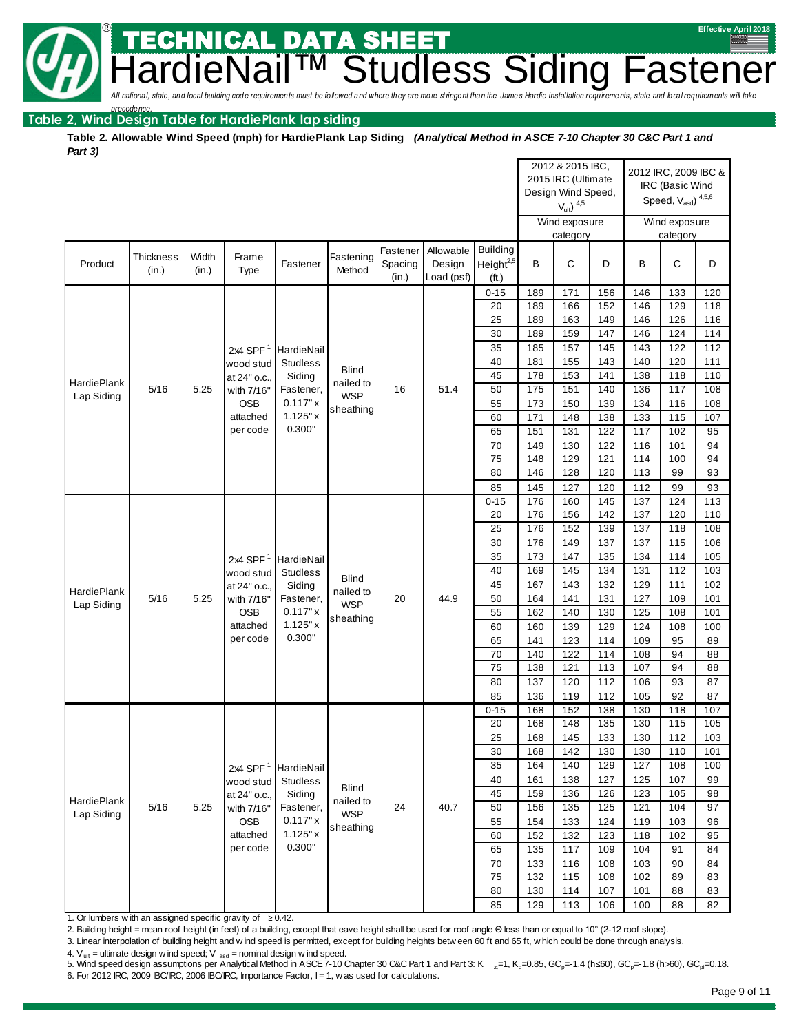# TECHNICAL DATA SHEET

# HardieNail™ Studless Siding Fastener

*All national, state, and local building code requirements must be followed and where they are more stringent than the James Hardie installation requirements, state and local requirements will take precedence.*

## Table 2, Wind Design Table for HardiePlank lap siding

**Table 2. Allowable Wind Speed (mph) for HardiePlank Lap Siding** ***(Analytical Method in ASCE 7-10 Chapter 30 C&C Part 1 and Part 3)***

| Product | Thickness (in.) | Width (in.) | Frame Type | Fastener | Fastening Method | Fastener Spacing (in.) | Allowable Design Load (psf) | Building Height[2,5] (ft.) | 2012 & 2015 IBC, 2015 IRC (Ultimate Design Wind Speed, $V_{ult}$)[4,5] Wind exposure category B | C | D | 2012 IRC, 2009 IBC & IRC (Basic Wind Speed, $V_{asd}$)[4,5,6] Wind exposure category B | C | D |
|---|---|---|---|---|---|---|---|---|---|---|---|---|---|---|
| HardiePlank Lap Siding | 5/16 | 5.25 | 2x4 SPF[1] wood stud at 24" o.c., with 7/16" OSB attached per code | HardieNail Studless Siding Fastener, 0.117" x 1.125" x 0.300" | Blind nailed to WSP sheathing | 16 | 51.4 | 0-15 | 189 | 171 | 156 | 146 | 133 | 120 |
| | | | | | | | | 20 | 189 | 166 | 152 | 146 | 129 | 118 |
| | | | | | | | | 25 | 189 | 163 | 149 | 146 | 126 | 116 |
| | | | | | | | | 30 | 189 | 159 | 147 | 146 | 124 | 114 |
| | | | | | | | | 35 | 185 | 157 | 145 | 143 | 122 | 112 |
| | | | | | | | | 40 | 181 | 155 | 143 | 140 | 120 | 111 |
| | | | | | | | | 45 | 178 | 153 | 141 | 138 | 118 | 110 |
| | | | | | | | | 50 | 175 | 151 | 140 | 136 | 117 | 108 |
| | | | | | | | | 55 | 173 | 150 | 139 | 134 | 116 | 108 |
| | | | | | | | | 60 | 171 | 148 | 138 | 133 | 115 | 107 |
| | | | | | | | | 65 | 151 | 131 | 122 | 117 | 102 | 95 |
| | | | | | | | | 70 | 149 | 130 | 122 | 116 | 101 | 94 |
| | | | | | | | | 75 | 148 | 129 | 121 | 114 | 100 | 94 |
| | | | | | | | | 80 | 146 | 128 | 120 | 113 | 99 | 93 |
| | | | | | | | | 85 | 145 | 127 | 120 | 112 | 99 | 93 |
| HardiePlank Lap Siding | 5/16 | 5.25 | 2x4 SPF[1] wood stud at 24" o.c., with 7/16" OSB attached per code | HardieNail Studless Siding Fastener, 0.117" x 1.125" x 0.300" | Blind nailed to WSP sheathing | 20 | 44.9 | 0-15 | 176 | 160 | 145 | 137 | 124 | 113 |
| | | | | | | | | 20 | 176 | 156 | 142 | 137 | 120 | 110 |
| | | | | | | | | 25 | 176 | 152 | 139 | 137 | 118 | 108 |
| | | | | | | | | 30 | 176 | 149 | 137 | 137 | 115 | 106 |
| | | | | | | | | 35 | 173 | 147 | 135 | 134 | 114 | 105 |
| | | | | | | | | 40 | 169 | 145 | 134 | 131 | 112 | 103 |
| | | | | | | | | 45 | 167 | 143 | 132 | 129 | 111 | 102 |
| | | | | | | | | 50 | 164 | 141 | 131 | 127 | 109 | 101 |
| | | | | | | | | 55 | 162 | 140 | 130 | 125 | 108 | 101 |
| | | | | | | | | 60 | 160 | 139 | 129 | 124 | 108 | 100 |
| | | | | | | | | 65 | 141 | 123 | 114 | 109 | 95 | 89 |
| | | | | | | | | 70 | 140 | 122 | 114 | 108 | 94 | 88 |
| | | | | | | | | 75 | 138 | 121 | 113 | 107 | 94 | 88 |
| | | | | | | | | 80 | 137 | 120 | 112 | 106 | 93 | 87 |
| | | | | | | | | 85 | 136 | 119 | 112 | 105 | 92 | 87 |
| HardiePlank Lap Siding | 5/16 | 5.25 | 2x4 SPF[1] wood stud at 24" o.c., with 7/16" OSB attached per code | HardieNail Studless Siding Fastener, 0.117" x 1.125" x 0.300" | Blind nailed to WSP sheathing | 24 | 40.7 | 0-15 | 168 | 152 | 138 | 130 | 118 | 107 |
| | | | | | | | | 20 | 168 | 148 | 135 | 130 | 115 | 105 |
| | | | | | | | | 25 | 168 | 145 | 133 | 130 | 112 | 103 |
| | | | | | | | | 30 | 168 | 142 | 130 | 130 | 110 | 101 |
| | | | | | | | | 35 | 164 | 140 | 129 | 127 | 108 | 100 |
| | | | | | | | | 40 | 161 | 138 | 127 | 125 | 107 | 99 |
| | | | | | | | | 45 | 159 | 136 | 126 | 123 | 105 | 98 |
| | | | | | | | | 50 | 156 | 135 | 125 | 121 | 104 | 97 |
| | | | | | | | | 55 | 154 | 133 | 124 | 119 | 103 | 96 |
| | | | | | | | | 60 | 152 | 132 | 123 | 118 | 102 | 95 |
| | | | | | | | | 65 | 135 | 117 | 109 | 104 | 91 | 84 |
| | | | | | | | | 70 | 133 | 116 | 108 | 103 | 90 | 84 |
| | | | | | | | | 75 | 132 | 115 | 108 | 102 | 89 | 83 |
| | | | | | | | | 80 | 130 | 114 | 107 | 101 | 88 | 83 |
| | | | | | | | | 85 | 129 | 113 | 106 | 100 | 88 | 82 |

1. Or lumbers with an assigned specific gravity of ≥ 0.42.
2. Building height = mean roof height (in feet) of a building, except that eave height shall be used for roof angle Θ less than or equal to 10° (2-12 roof slope).
3. Linear interpolation of building height and wind speed is permitted, except for building heights between 60 ft and 65 ft, which could be done through analysis.
4. $V_{ult}$ = ultimate design wind speed; $V_{asd}$ = nominal design wind speed.
5. Wind speed design assumptions per Analytical Method in ASCE 7-10 Chapter 30 C&C Part 1 and Part 3: $K_{zt}$=1, $K_d$=0.85, $GC_p$=-1.4 (h≤60), $GC_p$=-1.8 (h>60), $GC_{pi}$=0.18.
6. For 2012 IRC, 2009 IBC/IRC, 2006 IBC/IRC, Importance Factor, I = 1, was used for calculations.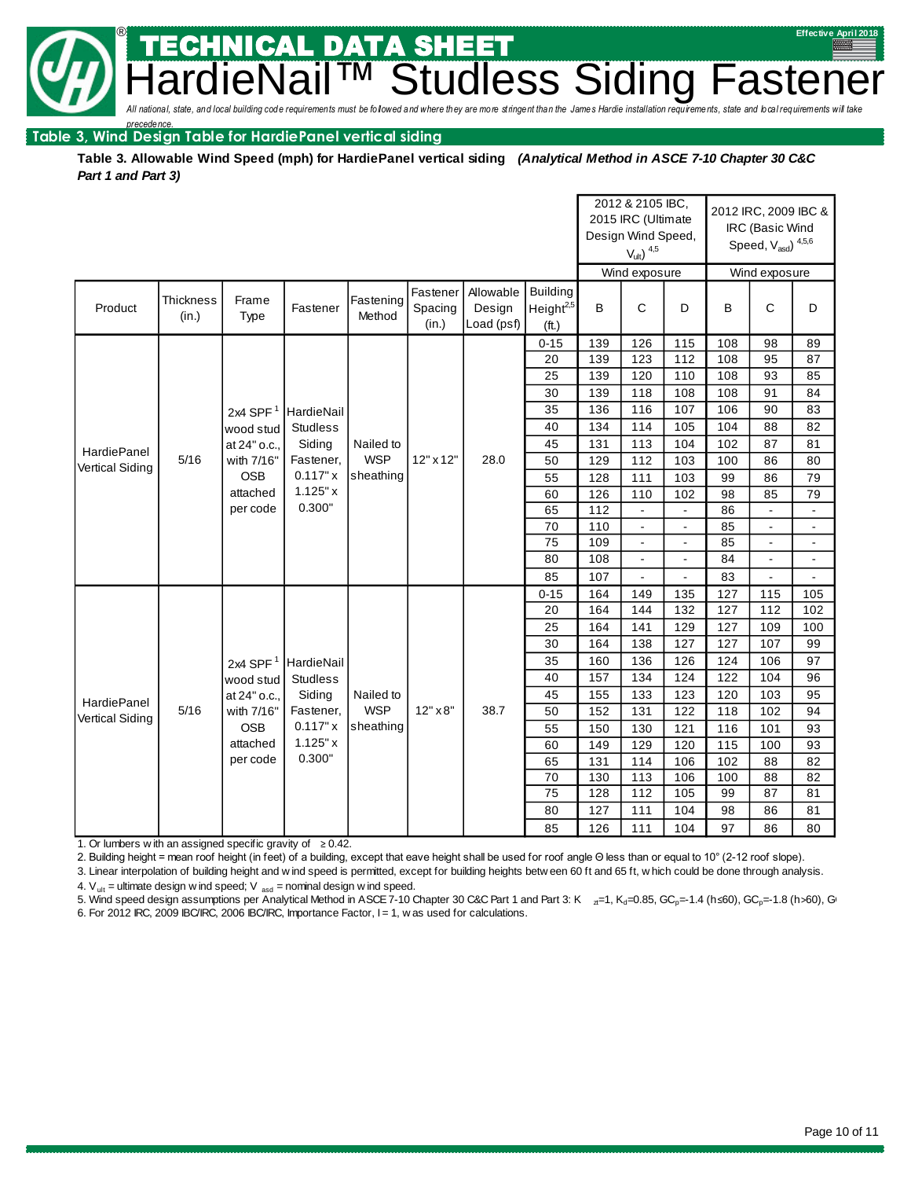# TECHNICAL DATA SHEET

# HardieNail™ Studless Siding Fastener

*All national, state, and local building code requirements must be followed and where they are more stringent than the James Hardie installation requirements, state and local requirements will take precedence.*

Effective April 2018

## Table 3, Wind Design Table for HardiePanel vertical siding

**Table 3. Allowable Wind Speed (mph) for HardiePanel vertical siding** ***(Analytical Method in ASCE 7-10 Chapter 30 C&C Part 1 and Part 3)***

| Product | Thickness (in.) | Frame Type | Fastener | Fastening Method | Fastener Spacing (in.) | Allowable Design Load (psf) | Building Height[2,5] (ft.) | 2012 & 2105 IBC, 2015 IRC (Ultimate Design Wind Speed, $V_{ult}$)[4,5] Wind exposure B | C | D | 2012 IRC, 2009 IBC & IRC (Basic Wind Speed, $V_{asd}$)[4,5,6] Wind exposure B | C | D |
|---|---|---|---|---|---|---|---|---|---|---|---|---|---|
| HardiePanel Vertical Siding | 5/16 | 2x4 SPF[1] wood stud at 24" o.c., with 7/16" OSB attached per code | HardieNail Studless Siding Fastener, 0.117" x 1.125" x 0.300" | Nailed to WSP sheathing | 12" x 12" | 28.0 | 0-15 | 139 | 126 | 115 | 108 | 98 | 89 |
| | | | | | | | 20 | 139 | 123 | 112 | 108 | 95 | 87 |
| | | | | | | | 25 | 139 | 120 | 110 | 108 | 93 | 85 |
| | | | | | | | 30 | 139 | 118 | 108 | 108 | 91 | 84 |
| | | | | | | | 35 | 136 | 116 | 107 | 106 | 90 | 83 |
| | | | | | | | 40 | 134 | 114 | 105 | 104 | 88 | 82 |
| | | | | | | | 45 | 131 | 113 | 104 | 102 | 87 | 81 |
| | | | | | | | 50 | 129 | 112 | 103 | 100 | 86 | 80 |
| | | | | | | | 55 | 128 | 111 | 103 | 99 | 86 | 79 |
| | | | | | | | 60 | 126 | 110 | 102 | 98 | 85 | 79 |
| | | | | | | | 65 | 112 | - | - | 86 | - | - |
| | | | | | | | 70 | 110 | - | - | 85 | - | - |
| | | | | | | | 75 | 109 | - | - | 85 | - | - |
| | | | | | | | 80 | 108 | - | - | 84 | - | - |
| | | | | | | | 85 | 107 | - | - | 83 | - | - |
| HardiePanel Vertical Siding | 5/16 | 2x4 SPF[1] wood stud at 24" o.c., with 7/16" OSB attached per code | HardieNail Studless Siding Fastener, 0.117" x 1.125" x 0.300" | Nailed to WSP sheathing | 12" x 8" | 38.7 | 0-15 | 164 | 149 | 135 | 127 | 115 | 105 |
| | | | | | | | 20 | 164 | 144 | 132 | 127 | 112 | 102 |
| | | | | | | | 25 | 164 | 141 | 129 | 127 | 109 | 100 |
| | | | | | | | 30 | 164 | 138 | 127 | 127 | 107 | 99 |
| | | | | | | | 35 | 160 | 136 | 126 | 124 | 106 | 97 |
| | | | | | | | 40 | 157 | 134 | 124 | 122 | 104 | 96 |
| | | | | | | | 45 | 155 | 133 | 123 | 120 | 103 | 95 |
| | | | | | | | 50 | 152 | 131 | 122 | 118 | 102 | 94 |
| | | | | | | | 55 | 150 | 130 | 121 | 116 | 101 | 93 |
| | | | | | | | 60 | 149 | 129 | 120 | 115 | 100 | 93 |
| | | | | | | | 65 | 131 | 114 | 106 | 102 | 88 | 82 |
| | | | | | | | 70 | 130 | 113 | 106 | 100 | 88 | 82 |
| | | | | | | | 75 | 128 | 112 | 105 | 99 | 87 | 81 |
| | | | | | | | 80 | 127 | 111 | 104 | 98 | 86 | 81 |
| | | | | | | | 85 | 126 | 111 | 104 | 97 | 86 | 80 |

1. Or lumbers with an assigned specific gravity of ≥ 0.42.
2. Building height = mean roof height (in feet) of a building, except that eave height shall be used for roof angle Θ less than or equal to 10° (2-12 roof slope).
3. Linear interpolation of building height and wind speed is permitted, except for building heights between 60 ft and 65 ft, which could be done through analysis.
4. $V_{ult}$ = ultimate design wind speed; $V_{asd}$ = nominal design wind speed.
5. Wind speed design assumptions per Analytical Method in ASCE 7-10 Chapter 30 C&C Part 1 and Part 3: $K_{zt}$=1, $K_d$=0.85, $GC_p$=-1.4 (h≤60), $GC_p$=-1.8 (h>60), G
6. For 2012 IRC, 2009 IBC/IRC, 2006 IBC/IRC, Importance Factor, I = 1, was used for calculations.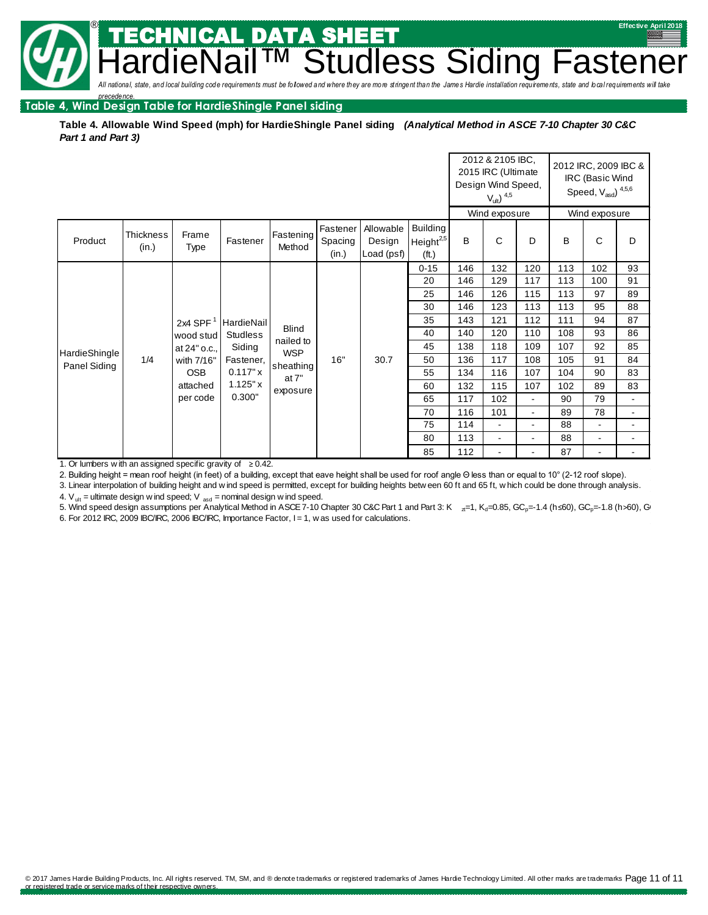# TECHNICAL DATA SHEET

# HardieNail™ Studless Siding Fastener

*All national, state, and local building code requirements must be followed and where they are more stringent than the James Hardie installation requirements, state and local requirements will take precedence.*

## Table 4, Wind Design Table for HardieShingle Panel siding

**Table 4. Allowable Wind Speed (mph) for HardieShingle Panel siding** ***(Analytical Method in ASCE 7-10 Chapter 30 C&C Part 1 and Part 3)***

| | | | | | | | | 2012 & 2105 IBC, 2015 IRC (Ultimate Design Wind Speed, $V_{ult}$) [4,5] | | | 2012 IRC, 2009 IBC & IRC (Basic Wind Speed, $V_{asd}$) [4,5,6] | | |
|---|---|---|---|---|---|---|---|---|---|---|---|---|---|
| | | | | | | | | Wind exposure | | | Wind exposure | | |
| Product | Thickness (in.) | Frame Type | Fastener | Fastening Method | Fastener Spacing (in.) | Allowable Design Load (psf) | Building Height[2,5] (ft.) | B | C | D | B | C | D |
| HardieShingle Panel Siding | 1/4 | 2x4 SPF[1] wood stud at 24" o.c., with 7/16" OSB attached per code | HardieNail Studless Siding Fastener, 0.117" x 1.125" x 0.300" | Blind nailed to WSP sheathing at 7" exposure | 16" | 30.7 | 0-15 | 146 | 132 | 120 | 113 | 102 | 93 |
| | | | | | | | 20 | 146 | 129 | 117 | 113 | 100 | 91 |
| | | | | | | | 25 | 146 | 126 | 115 | 113 | 97 | 89 |
| | | | | | | | 30 | 146 | 123 | 113 | 113 | 95 | 88 |
| | | | | | | | 35 | 143 | 121 | 112 | 111 | 94 | 87 |
| | | | | | | | 40 | 140 | 120 | 110 | 108 | 93 | 86 |
| | | | | | | | 45 | 138 | 118 | 109 | 107 | 92 | 85 |
| | | | | | | | 50 | 136 | 117 | 108 | 105 | 91 | 84 |
| | | | | | | | 55 | 134 | 116 | 107 | 104 | 90 | 83 |
| | | | | | | | 60 | 132 | 115 | 107 | 102 | 89 | 83 |
| | | | | | | | 65 | 117 | 102 | - | 90 | 79 | - |
| | | | | | | | 70 | 116 | 101 | - | 89 | 78 | - |
| | | | | | | | 75 | 114 | - | - | 88 | - | - |
| | | | | | | | 80 | 113 | - | - | 88 | - | - |
| | | | | | | | 85 | 112 | - | - | 87 | - | - |

1. Or lumbers with an assigned specific gravity of ≥ 0.42.
2. Building height = mean roof height (in feet) of a building, except that eave height shall be used for roof angle Θ less than or equal to 10° (2-12 roof slope).
3. Linear interpolation of building height and wind speed is permitted, except for building heights between 60 ft and 65 ft, which could be done through analysis.
4. $V_{ult}$ = ultimate design wind speed; $V_{asd}$ = nominal design wind speed.
5. Wind speed design assumptions per Analytical Method in ASCE 7-10 Chapter 30 C&C Part 1 and Part 3: $K_{zt}$=1, $K_d$=0.85, $GC_p$=-1.4 (h≤60), $GC_p$=-1.8 (h>60), G
6. For 2012 IRC, 2009 IBC/IRC, 2006 IBC/IRC, Importance Factor, I = 1, was used for calculations.

© 2017 James Hardie Building Products, Inc. All rights reserved. TM, SM, and ® denote trademarks or registered trademarks of James Hardie Technology Limited. All other marks are trademarks or registered trade or service marks of their respective owners.